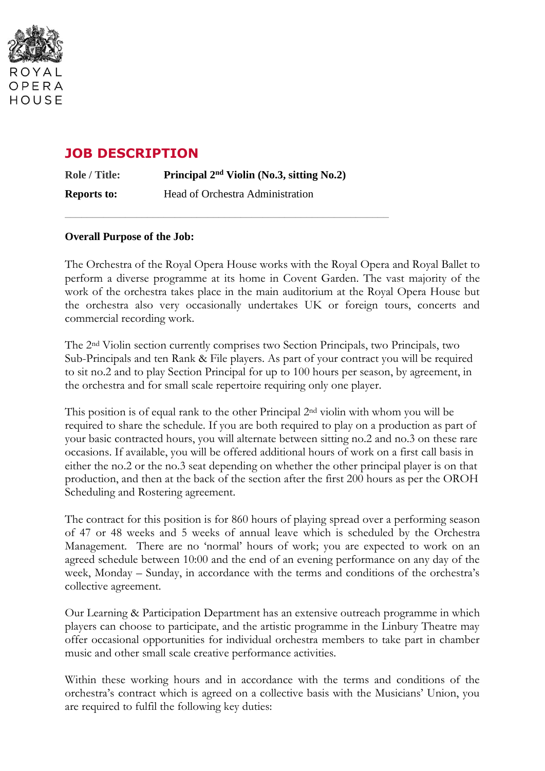ROYAL
OPERA
HOUSE

# JOB DESCRIPTION

**Role / Title:** **Principal 2nd Violin (No.3, sitting No.2)**

**Reports to:** Head of Orchestra Administration

---

**Overall Purpose of the Job:**

The Orchestra of the Royal Opera House works with the Royal Opera and Royal Ballet to perform a diverse programme at its home in Covent Garden. The vast majority of the work of the orchestra takes place in the main auditorium at the Royal Opera House but the orchestra also very occasionally undertakes UK or foreign tours, concerts and commercial recording work.

The 2nd Violin section currently comprises two Section Principals, two Principals, two Sub-Principals and ten Rank & File players. As part of your contract you will be required to sit no.2 and to play Section Principal for up to 100 hours per season, by agreement, in the orchestra and for small scale repertoire requiring only one player.

This position is of equal rank to the other Principal 2nd violin with whom you will be required to share the schedule. If you are both required to play on a production as part of your basic contracted hours, you will alternate between sitting no.2 and no.3 on these rare occasions. If available, you will be offered additional hours of work on a first call basis in either the no.2 or the no.3 seat depending on whether the other principal player is on that production, and then at the back of the section after the first 200 hours as per the OROH Scheduling and Rostering agreement.

The contract for this position is for 860 hours of playing spread over a performing season of 47 or 48 weeks and 5 weeks of annual leave which is scheduled by the Orchestra Management. There are no 'normal' hours of work; you are expected to work on an agreed schedule between 10:00 and the end of an evening performance on any day of the week, Monday – Sunday, in accordance with the terms and conditions of the orchestra's collective agreement.

Our Learning & Participation Department has an extensive outreach programme in which players can choose to participate, and the artistic programme in the Linbury Theatre may offer occasional opportunities for individual orchestra members to take part in chamber music and other small scale creative performance activities.

Within these working hours and in accordance with the terms and conditions of the orchestra's contract which is agreed on a collective basis with the Musicians' Union, you are required to fulfil the following key duties: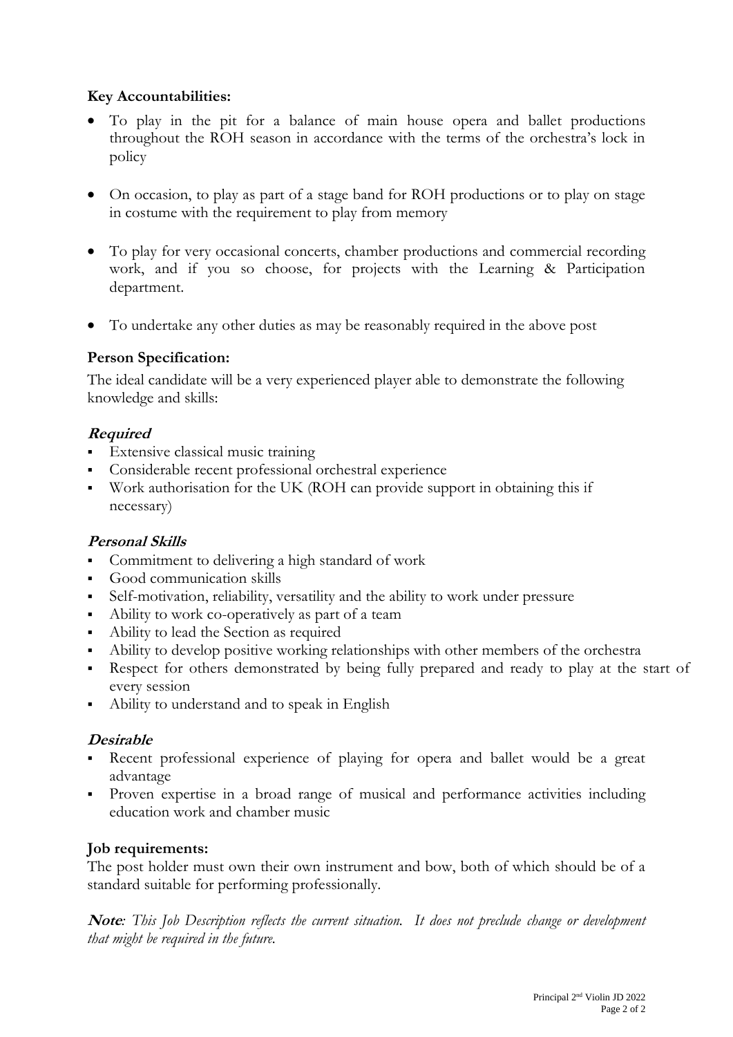**Key Accountabilities:**

- To play in the pit for a balance of main house opera and ballet productions throughout the ROH season in accordance with the terms of the orchestra's lock in policy
- On occasion, to play as part of a stage band for ROH productions or to play on stage in costume with the requirement to play from memory
- To play for very occasional concerts, chamber productions and commercial recording work, and if you so choose, for projects with the Learning & Participation department.
- To undertake any other duties as may be reasonably required in the above post

**Person Specification:**

The ideal candidate will be a very experienced player able to demonstrate the following knowledge and skills:

***Required***

- Extensive classical music training
- Considerable recent professional orchestral experience
- Work authorisation for the UK (ROH can provide support in obtaining this if necessary)

***Personal Skills***

- Commitment to delivering a high standard of work
- Good communication skills
- Self-motivation, reliability, versatility and the ability to work under pressure
- Ability to work co-operatively as part of a team
- Ability to lead the Section as required
- Ability to develop positive working relationships with other members of the orchestra
- Respect for others demonstrated by being fully prepared and ready to play at the start of every session
- Ability to understand and to speak in English

***Desirable***

- Recent professional experience of playing for opera and ballet would be a great advantage
- Proven expertise in a broad range of musical and performance activities including education work and chamber music

**Job requirements:**

The post holder must own their own instrument and bow, both of which should be of a standard suitable for performing professionally.

***Note**: This Job Description reflects the current situation. It does not preclude change or development that might be required in the future.*